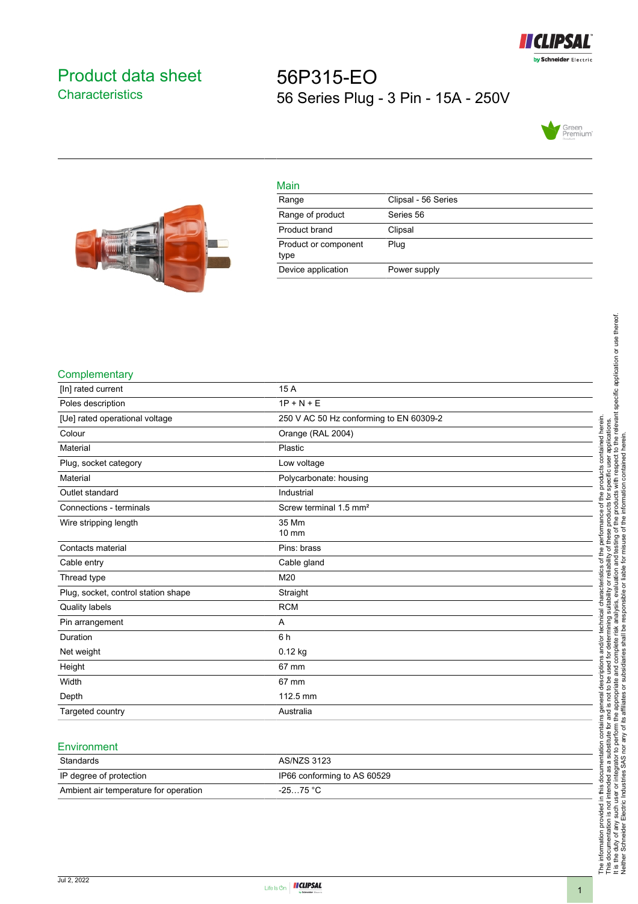# Product data sheet
## Characteristics

# 56P315-EO
56 Series Plug - 3 Pin - 15A - 250V

### Main

| | |
|---|---|
| Range | Clipsal - 56 Series |
| Range of product | Series 56 |
| Product brand | Clipsal |
| Product or component type | Plug |
| Device application | Power supply |

### Complementary

| | |
|---|---|
| [In] rated current | 15 A |
| Poles description | 1P + N + E |
| [Ue] rated operational voltage | 250 V AC 50 Hz conforming to EN 60309-2 |
| Colour | Orange (RAL 2004) |
| Material | Plastic |
| Plug, socket category | Low voltage |
| Material | Polycarbonate: housing |
| Outlet standard | Industrial |
| Connections - terminals | Screw terminal 1.5 mm² |
| Wire stripping length | 35 Mm<br>10 mm |
| Contacts material | Pins: brass |
| Cable entry | Cable gland |
| Thread type | M20 |
| Plug, socket, control station shape | Straight |
| Quality labels | RCM |
| Pin arrangement | A |
| Duration | 6 h |
| Net weight | 0.12 kg |
| Height | 67 mm |
| Width | 67 mm |
| Depth | 112.5 mm |
| Targeted country | Australia |

### Environment

| | |
|---|---|
| Standards | AS/NZS 3123 |
| IP degree of protection | IP66 conforming to AS 60529 |
| Ambient air temperature for operation | -25…75 °C |

The information provided in this documentation contains general descriptions and/or technical characteristics of the performance of the products contained herein.
This documentation is not intended as a substitute for and is not to be used for determining suitability or reliability of these products for specific user applications.
It is the duty of any such user or integrator to perform the appropriate and complete risk analysis, evaluation and testing of the products with respect to the relevant specific application or use thereof.
Neither Schneider Electric Industries SAS nor any of its affiliates or subsidiaries shall be responsible or liable for misuse of the information contained herein.

Jul 2, 2022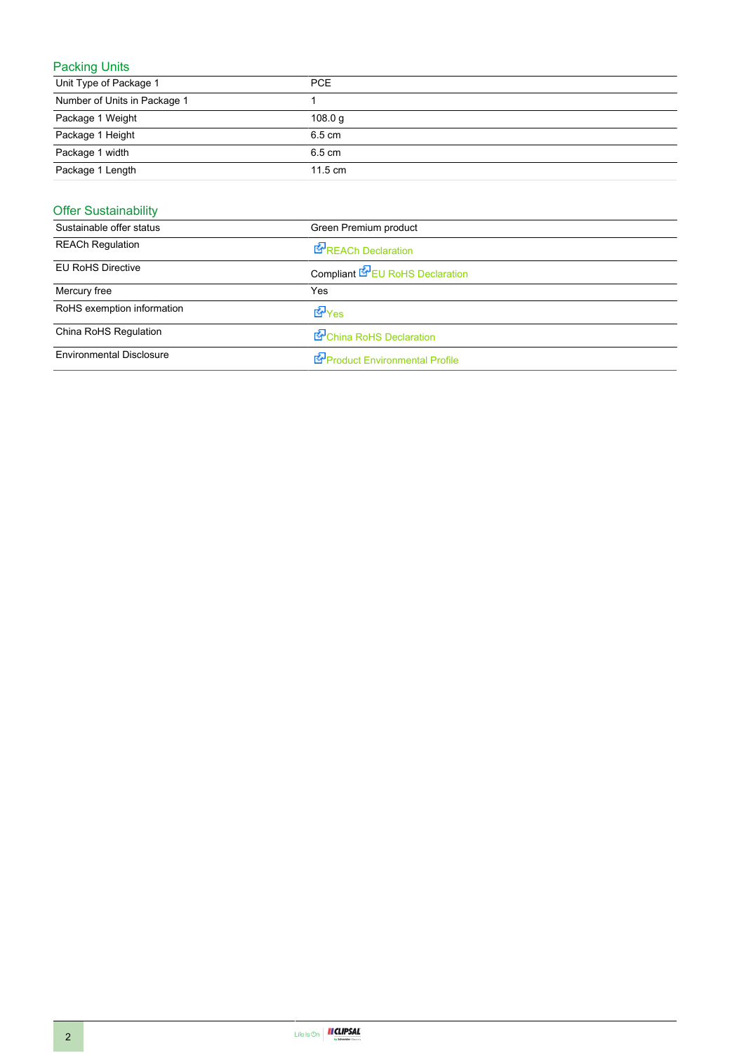## Packing Units

| | |
|---|---|
| Unit Type of Package 1 | PCE |
| Number of Units in Package 1 | 1 |
| Package 1 Weight | 108.0 g |
| Package 1 Height | 6.5 cm |
| Package 1 width | 6.5 cm |
| Package 1 Length | 11.5 cm |

## Offer Sustainability

| | |
|---|---|
| Sustainable offer status | Green Premium product |
| REACh Regulation | REACh Declaration |
| EU RoHS Directive | Compliant EU RoHS Declaration |
| Mercury free | Yes |
| RoHS exemption information | Yes |
| China RoHS Regulation | China RoHS Declaration |
| Environmental Disclosure | Product Environmental Profile |